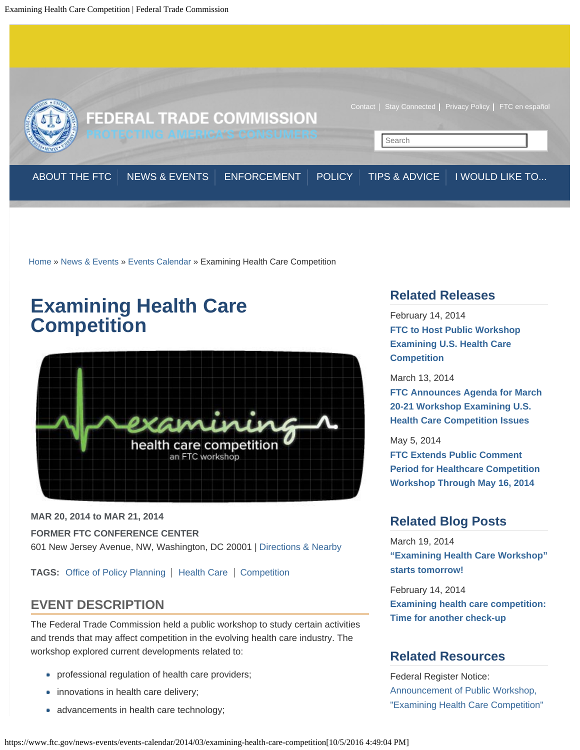FEDERAL TRADE COMMISSION
PROTECTING AMERICA'S CONSUMERS

Contact | Stay Connected | Privacy Policy | FTC en español

ABOUT THE FTC | NEWS & EVENTS | ENFORCEMENT | POLICY | TIPS & ADVICE | I WOULD LIKE TO...

Home » News & Events » Events Calendar » Examining Health Care Competition

# Examining Health Care Competition

**MAR 20, 2014 to MAR 21, 2014**

**FORMER FTC CONFERENCE CENTER**
601 New Jersey Avenue, NW, Washington, DC 20001 | Directions & Nearby

**TAGS:** Office of Policy Planning | Health Care | Competition

## EVENT DESCRIPTION

The Federal Trade Commission held a public workshop to study certain activities and trends that may affect competition in the evolving health care industry. The workshop explored current developments related to:

- professional regulation of health care providers;
- innovations in health care delivery;
- advancements in health care technology;

## Related Releases

February 14, 2014
**FTC to Host Public Workshop Examining U.S. Health Care Competition**

March 13, 2014
**FTC Announces Agenda for March 20-21 Workshop Examining U.S. Health Care Competition Issues**

May 5, 2014
**FTC Extends Public Comment Period for Healthcare Competition Workshop Through May 16, 2014**

## Related Blog Posts

March 19, 2014
**"Examining Health Care Workshop" starts tomorrow!**

February 14, 2014
**Examining health care competition: Time for another check-up**

## Related Resources

Federal Register Notice:
Announcement of Public Workshop, "Examining Health Care Competition"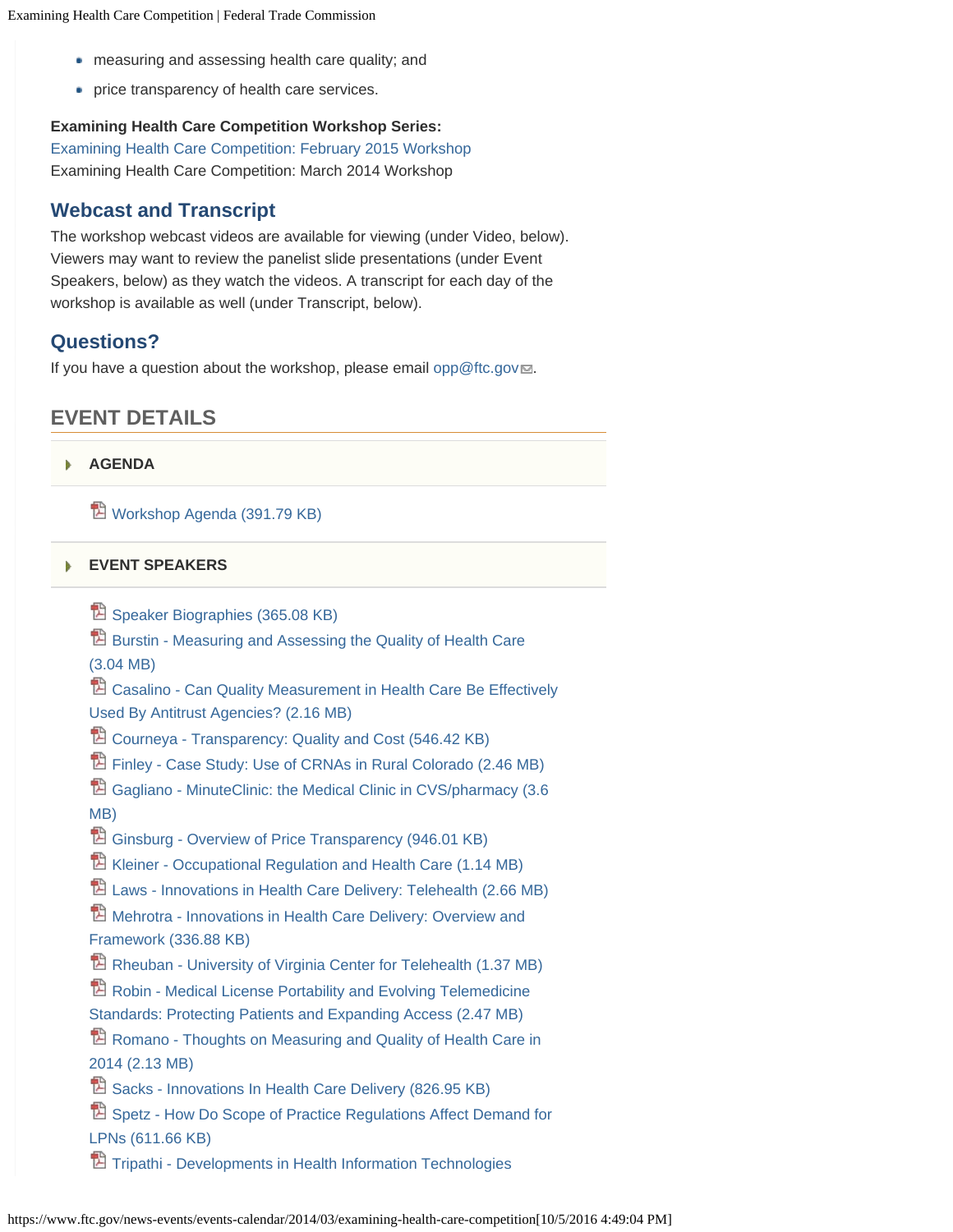- measuring and assessing health care quality; and
- price transparency of health care services.

**Examining Health Care Competition Workshop Series:**
Examining Health Care Competition: February 2015 Workshop
Examining Health Care Competition: March 2014 Workshop

## Webcast and Transcript

The workshop webcast videos are available for viewing (under Video, below). Viewers may want to review the panelist slide presentations (under Event Speakers, below) as they watch the videos. A transcript for each day of the workshop is available as well (under Transcript, below).

## Questions?

If you have a question about the workshop, please email opp@ftc.gov.

## EVENT DETAILS

### AGENDA

- Workshop Agenda (391.79 KB)

### EVENT SPEAKERS

- Speaker Biographies (365.08 KB)
- Burstin - Measuring and Assessing the Quality of Health Care (3.04 MB)
- Casalino - Can Quality Measurement in Health Care Be Effectively Used By Antitrust Agencies? (2.16 MB)
- Courneya - Transparency: Quality and Cost (546.42 KB)
- Finley - Case Study: Use of CRNAs in Rural Colorado (2.46 MB)
- Gagliano - MinuteClinic: the Medical Clinic in CVS/pharmacy (3.6 MB)
- Ginsburg - Overview of Price Transparency (946.01 KB)
- Kleiner - Occupational Regulation and Health Care (1.14 MB)
- Laws - Innovations in Health Care Delivery: Telehealth (2.66 MB)
- Mehrotra - Innovations in Health Care Delivery: Overview and Framework (336.88 KB)
- Rheuban - University of Virginia Center for Telehealth (1.37 MB)
- Robin - Medical License Portability and Evolving Telemedicine Standards: Protecting Patients and Expanding Access (2.47 MB)
- Romano - Thoughts on Measuring and Quality of Health Care in 2014 (2.13 MB)
- Sacks - Innovations In Health Care Delivery (826.95 KB)
- Spetz - How Do Scope of Practice Regulations Affect Demand for LPNs (611.66 KB)
- Tripathi - Developments in Health Information Technologies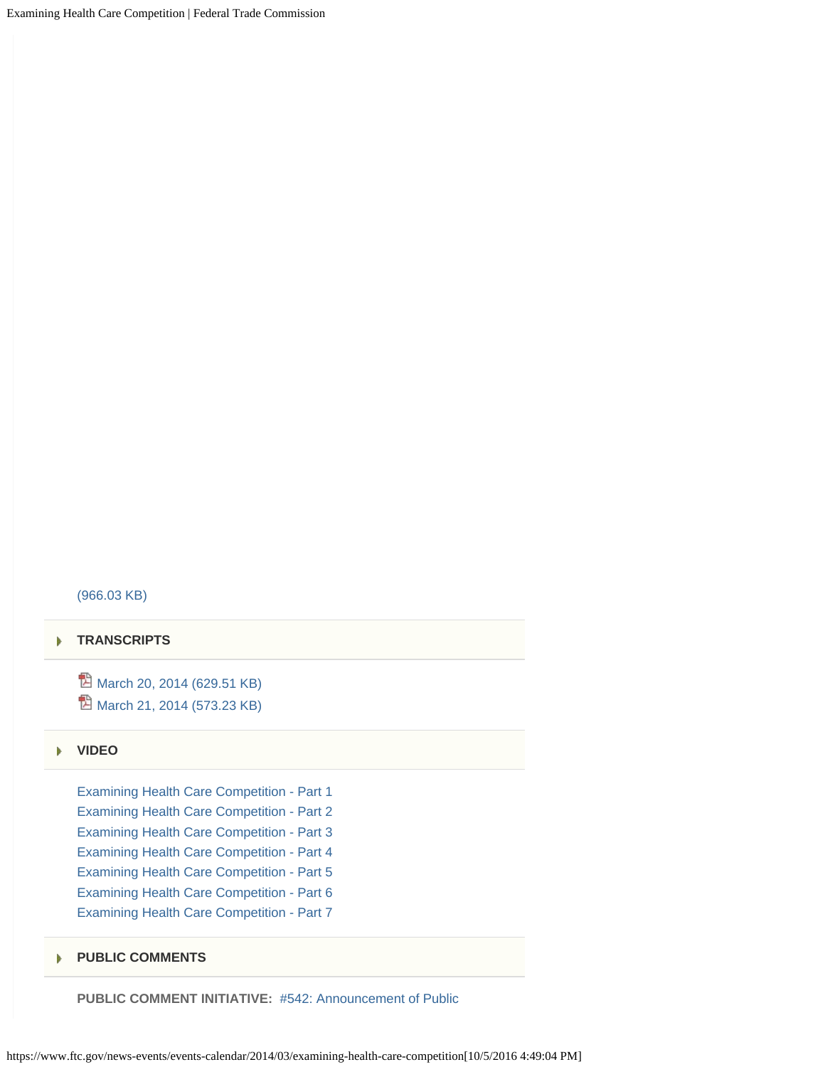(966.03 KB)

## TRANSCRIPTS

- March 20, 2014 (629.51 KB)
- March 21, 2014 (573.23 KB)

## VIDEO

Examining Health Care Competition - Part 1
Examining Health Care Competition - Part 2
Examining Health Care Competition - Part 3
Examining Health Care Competition - Part 4
Examining Health Care Competition - Part 5
Examining Health Care Competition - Part 6
Examining Health Care Competition - Part 7

## PUBLIC COMMENTS

**PUBLIC COMMENT INITIATIVE:** #542: Announcement of Public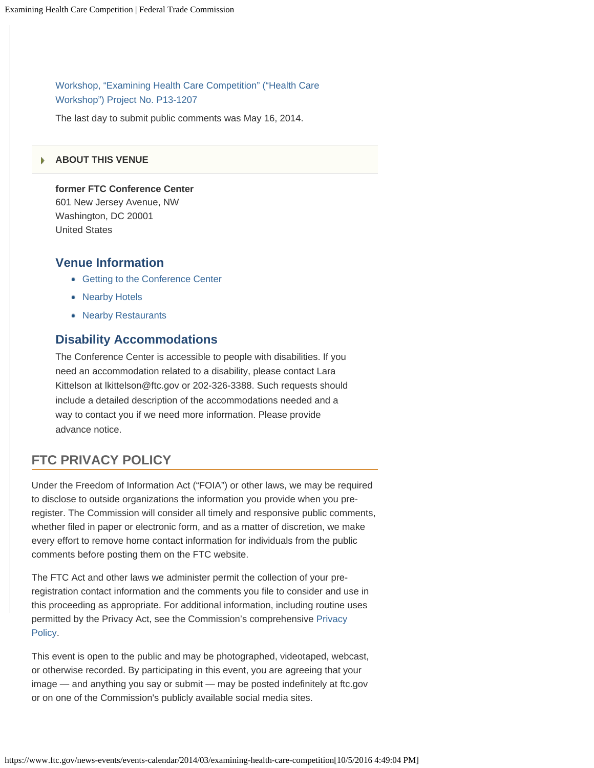Workshop, “Examining Health Care Competition” (“Health Care Workshop”) Project No. P13-1207

The last day to submit public comments was May 16, 2014.

**ABOUT THIS VENUE**

**former FTC Conference Center**
601 New Jersey Avenue, NW
Washington, DC 20001
United States

### Venue Information

- Getting to the Conference Center
- Nearby Hotels
- Nearby Restaurants

### Disability Accommodations

The Conference Center is accessible to people with disabilities. If you need an accommodation related to a disability, please contact Lara Kittelson at lkittelson@ftc.gov or 202-326-3388. Such requests should include a detailed description of the accommodations needed and a way to contact you if we need more information. Please provide advance notice.

## FTC PRIVACY POLICY

Under the Freedom of Information Act (“FOIA”) or other laws, we may be required to disclose to outside organizations the information you provide when you pre-register. The Commission will consider all timely and responsive public comments, whether filed in paper or electronic form, and as a matter of discretion, we make every effort to remove home contact information for individuals from the public comments before posting them on the FTC website.

The FTC Act and other laws we administer permit the collection of your pre-registration contact information and the comments you file to consider and use in this proceeding as appropriate. For additional information, including routine uses permitted by the Privacy Act, see the Commission’s comprehensive Privacy Policy.

This event is open to the public and may be photographed, videotaped, webcast, or otherwise recorded. By participating in this event, you are agreeing that your image — and anything you say or submit — may be posted indefinitely at ftc.gov or on one of the Commission's publicly available social media sites.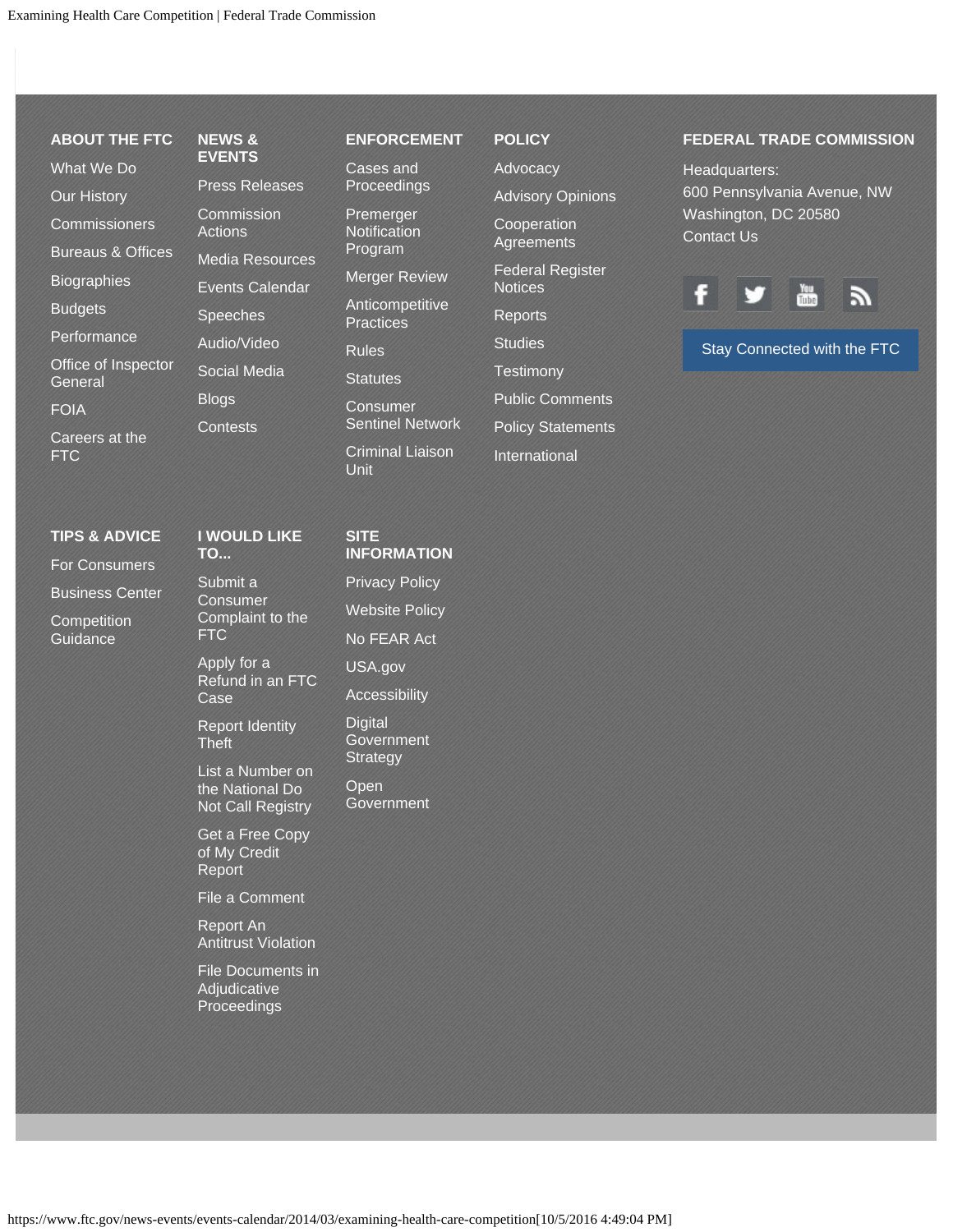## ABOUT THE FTC

- What We Do
- Our History
- Commissioners
- Bureaus & Offices
- Biographies
- Budgets
- Performance
- Office of Inspector General
- FOIA
- Careers at the FTC

## NEWS & EVENTS

- Press Releases
- Commission Actions
- Media Resources
- Events Calendar
- Speeches
- Audio/Video
- Social Media
- Blogs
- Contests

## ENFORCEMENT

- Cases and Proceedings
- Premerger Notification Program
- Merger Review
- Anticompetitive Practices
- Rules
- Statutes
- Consumer Sentinel Network
- Criminal Liaison Unit

## POLICY

- Advocacy
- Advisory Opinions
- Cooperation Agreements
- Federal Register Notices
- Reports
- Studies
- Testimony
- Public Comments
- Policy Statements
- International

## FEDERAL TRADE COMMISSION

Headquarters:
600 Pennsylvania Avenue, NW
Washington, DC 20580
Contact Us

Stay Connected with the FTC

## TIPS & ADVICE

- For Consumers
- Business Center
- Competition Guidance

## I WOULD LIKE TO...

- Submit a Consumer Complaint to the FTC
- Apply for a Refund in an FTC Case
- Report Identity Theft
- List a Number on the National Do Not Call Registry
- Get a Free Copy of My Credit Report
- File a Comment
- Report An Antitrust Violation
- File Documents in Adjudicative Proceedings

## SITE INFORMATION

- Privacy Policy
- Website Policy
- No FEAR Act
- USA.gov
- Accessibility
- Digital Government Strategy
- Open Government